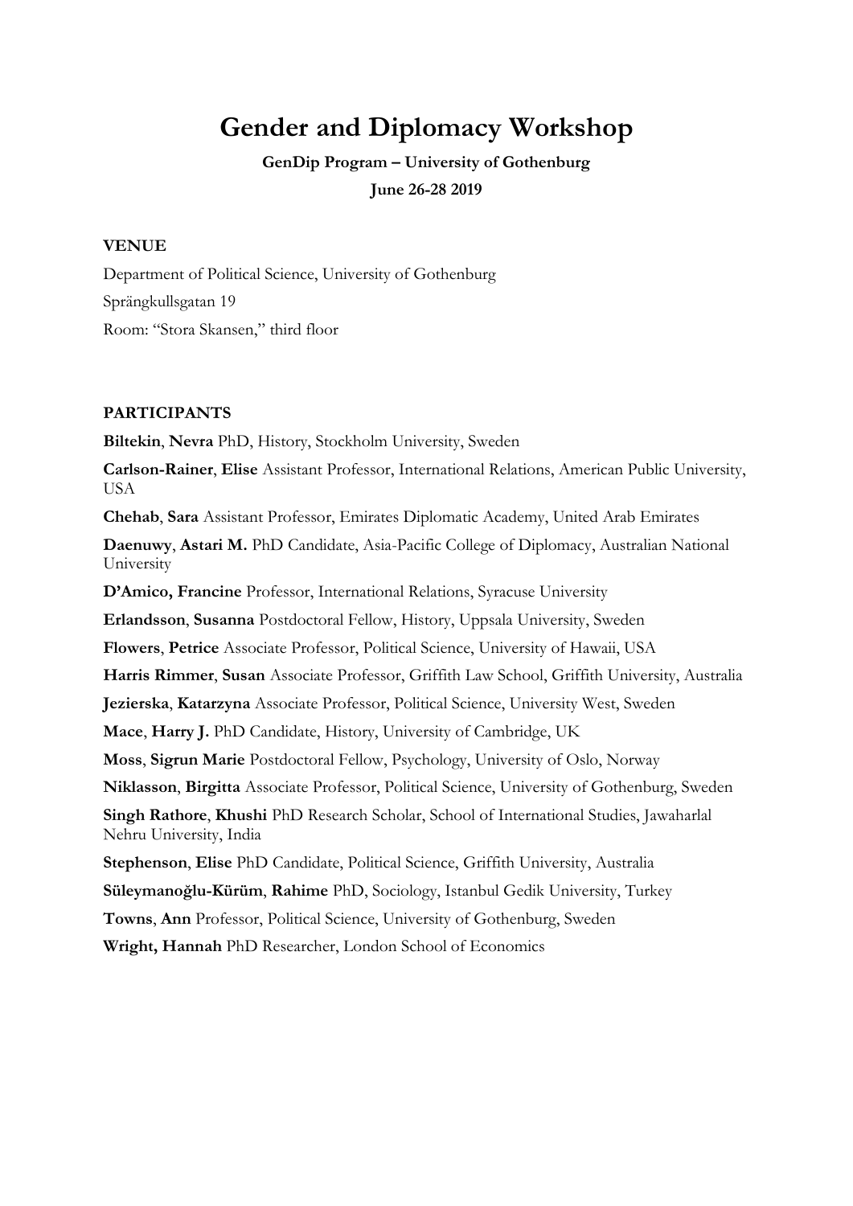# Gender and Diplomacy Workshop

**GenDip Program – University of Gothenburg**

**June 26-28 2019**

**VENUE**

Department of Political Science, University of Gothenburg

Sprängkullsgatan 19

Room: "Stora Skansen," third floor

**PARTICIPANTS**

**Biltekin**, **Nevra** PhD, History, Stockholm University, Sweden

**Carlson-Rainer**, **Elise** Assistant Professor, International Relations, American Public University, USA

**Chehab**, **Sara** Assistant Professor, Emirates Diplomatic Academy, United Arab Emirates

**Daenuwy**, **Astari M.** PhD Candidate, Asia-Pacific College of Diplomacy, Australian National University

**D'Amico, Francine** Professor, International Relations, Syracuse University

**Erlandsson**, **Susanna** Postdoctoral Fellow, History, Uppsala University, Sweden

**Flowers**, **Petrice** Associate Professor, Political Science, University of Hawaii, USA

**Harris Rimmer**, **Susan** Associate Professor, Griffith Law School, Griffith University, Australia

**Jezierska**, **Katarzyna** Associate Professor, Political Science, University West, Sweden

**Mace**, **Harry J.** PhD Candidate, History, University of Cambridge, UK

**Moss**, **Sigrun Marie** Postdoctoral Fellow, Psychology, University of Oslo, Norway

**Niklasson**, **Birgitta** Associate Professor, Political Science, University of Gothenburg, Sweden

**Singh Rathore**, **Khushi** PhD Research Scholar, School of International Studies, Jawaharlal Nehru University, India

**Stephenson**, **Elise** PhD Candidate, Political Science, Griffith University, Australia

**Süleymanoğlu-Kürüm**, **Rahime** PhD, Sociology, Istanbul Gedik University, Turkey

**Towns**, **Ann** Professor, Political Science, University of Gothenburg, Sweden

**Wright, Hannah** PhD Researcher, London School of Economics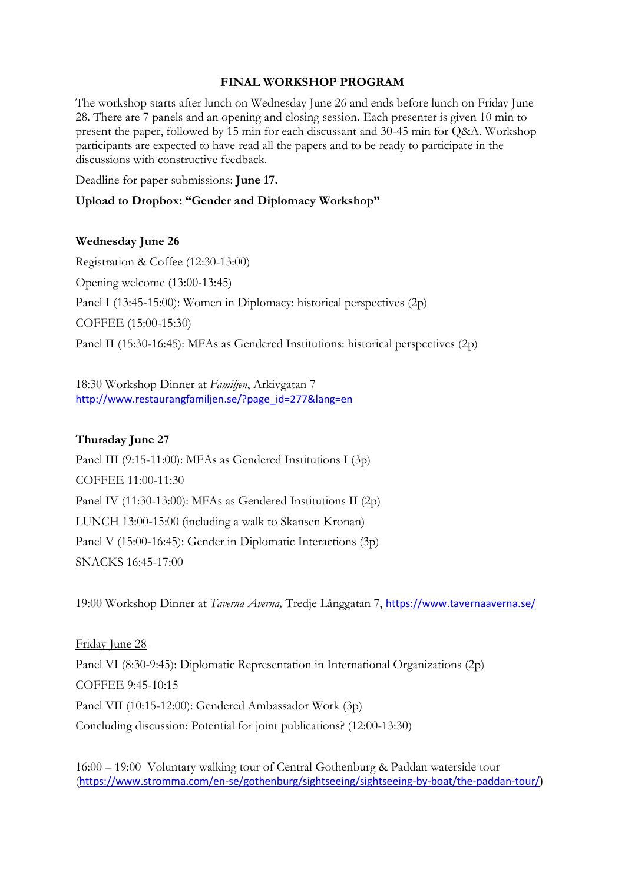# FINAL WORKSHOP PROGRAM

The workshop starts after lunch on Wednesday June 26 and ends before lunch on Friday June 28. There are 7 panels and an opening and closing session. Each presenter is given 10 min to present the paper, followed by 15 min for each discussant and 30-45 min for Q&A. Workshop participants are expected to have read all the papers and to be ready to participate in the discussions with constructive feedback.

Deadline for paper submissions: **June 17.**

**Upload to Dropbox: "Gender and Diplomacy Workshop"**

**Wednesday June 26**

Registration & Coffee (12:30-13:00)

Opening welcome (13:00-13:45)

Panel I (13:45-15:00): Women in Diplomacy: historical perspectives (2p)

COFFEE (15:00-15:30)

Panel II (15:30-16:45): MFAs as Gendered Institutions: historical perspectives (2p)

18:30 Workshop Dinner at *Familjen*, Arkivgatan 7
http://www.restaurangfamiljen.se/?page_id=277&lang=en

**Thursday June 27**

Panel III (9:15-11:00): MFAs as Gendered Institutions I (3p)

COFFEE 11:00-11:30

Panel IV (11:30-13:00): MFAs as Gendered Institutions II (2p)

LUNCH 13:00-15:00 (including a walk to Skansen Kronan)

Panel V (15:00-16:45): Gender in Diplomatic Interactions (3p)

SNACKS 16:45-17:00

19:00 Workshop Dinner at *Taverna Averna,* Tredje Långgatan 7, https://www.tavernaaverna.se/

Friday June 28

Panel VI (8:30-9:45): Diplomatic Representation in International Organizations (2p)

COFFEE 9:45-10:15

Panel VII (10:15-12:00): Gendered Ambassador Work (3p)

Concluding discussion: Potential for joint publications? (12:00-13:30)

16:00 – 19:00 Voluntary walking tour of Central Gothenburg & Paddan waterside tour (https://www.stromma.com/en-se/gothenburg/sightseeing/sightseeing-by-boat/the-paddan-tour/)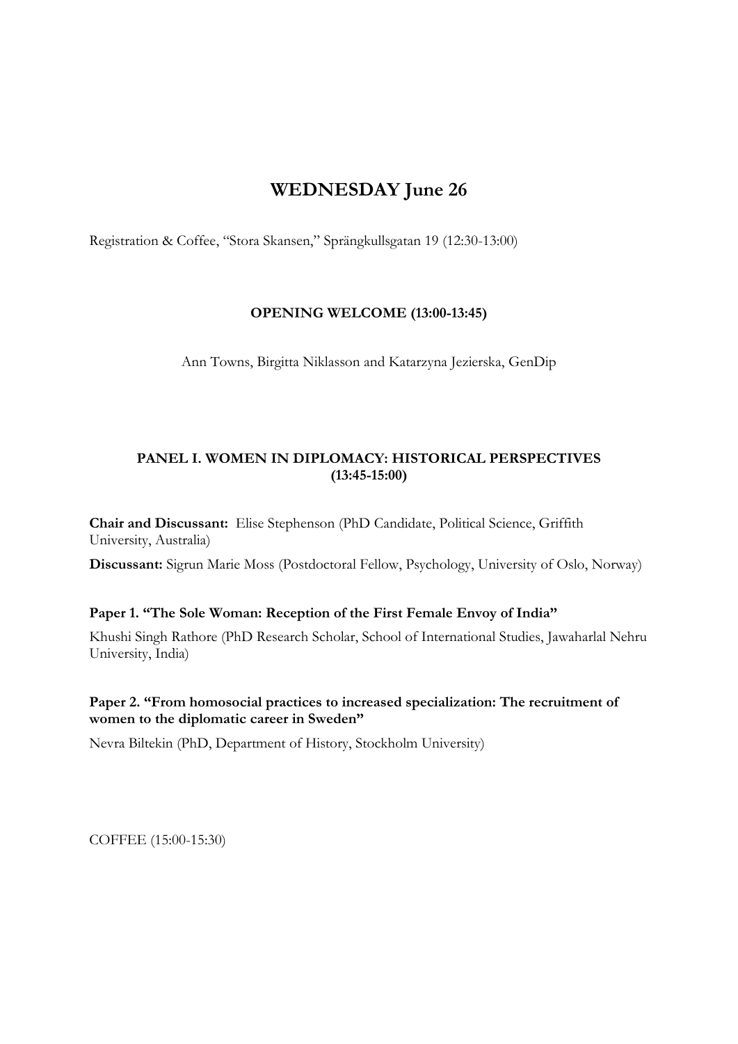# WEDNESDAY June 26

Registration & Coffee, "Stora Skansen," Sprängkullsgatan 19 (12:30-13:00)

**OPENING WELCOME (13:00-13:45)**

Ann Towns, Birgitta Niklasson and Katarzyna Jezierska, GenDip

**PANEL I. WOMEN IN DIPLOMACY: HISTORICAL PERSPECTIVES (13:45-15:00)**

**Chair and Discussant:** Elise Stephenson (PhD Candidate, Political Science, Griffith University, Australia)

**Discussant:** Sigrun Marie Moss (Postdoctoral Fellow, Psychology, University of Oslo, Norway)

**Paper 1. "The Sole Woman: Reception of the First Female Envoy of India"**

Khushi Singh Rathore (PhD Research Scholar, School of International Studies, Jawaharlal Nehru University, India)

**Paper 2. "From homosocial practices to increased specialization: The recruitment of women to the diplomatic career in Sweden"**

Nevra Biltekin (PhD, Department of History, Stockholm University)

COFFEE (15:00-15:30)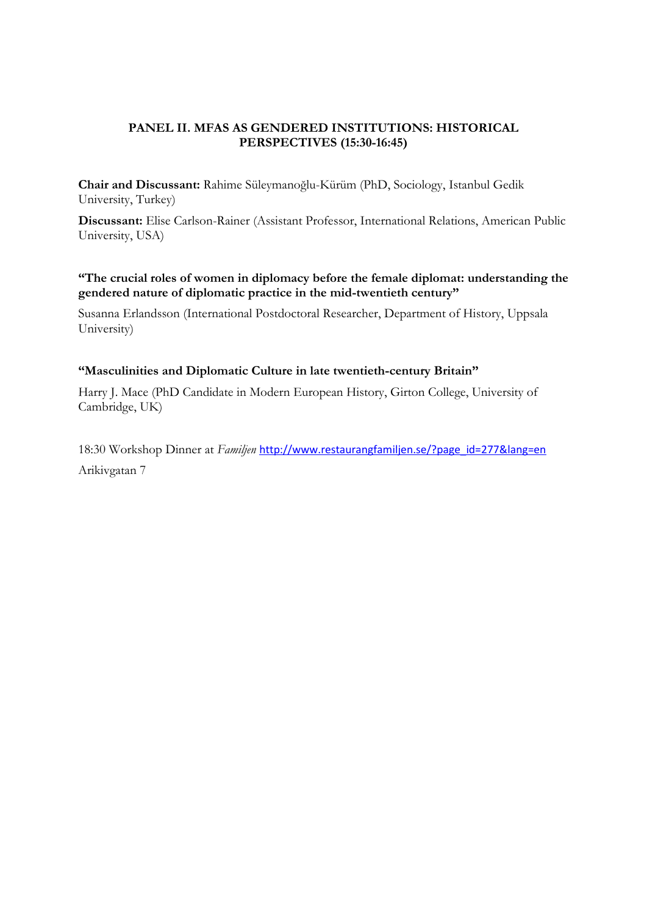## PANEL II. MFAS AS GENDERED INSTITUTIONS: HISTORICAL PERSPECTIVES (15:30-16:45)

**Chair and Discussant:** Rahime Süleymanoğlu-Kürüm (PhD, Sociology, Istanbul Gedik University, Turkey)

**Discussant:** Elise Carlson-Rainer (Assistant Professor, International Relations, American Public University, USA)

### "The crucial roles of women in diplomacy before the female diplomat: understanding the gendered nature of diplomatic practice in the mid-twentieth century"

Susanna Erlandsson (International Postdoctoral Researcher, Department of History, Uppsala University)

### "Masculinities and Diplomatic Culture in late twentieth-century Britain"

Harry J. Mace (PhD Candidate in Modern European History, Girton College, University of Cambridge, UK)

18:30 Workshop Dinner at *Familjen* http://www.restaurangfamiljen.se/?page_id=277&lang=en
Arikivgatan 7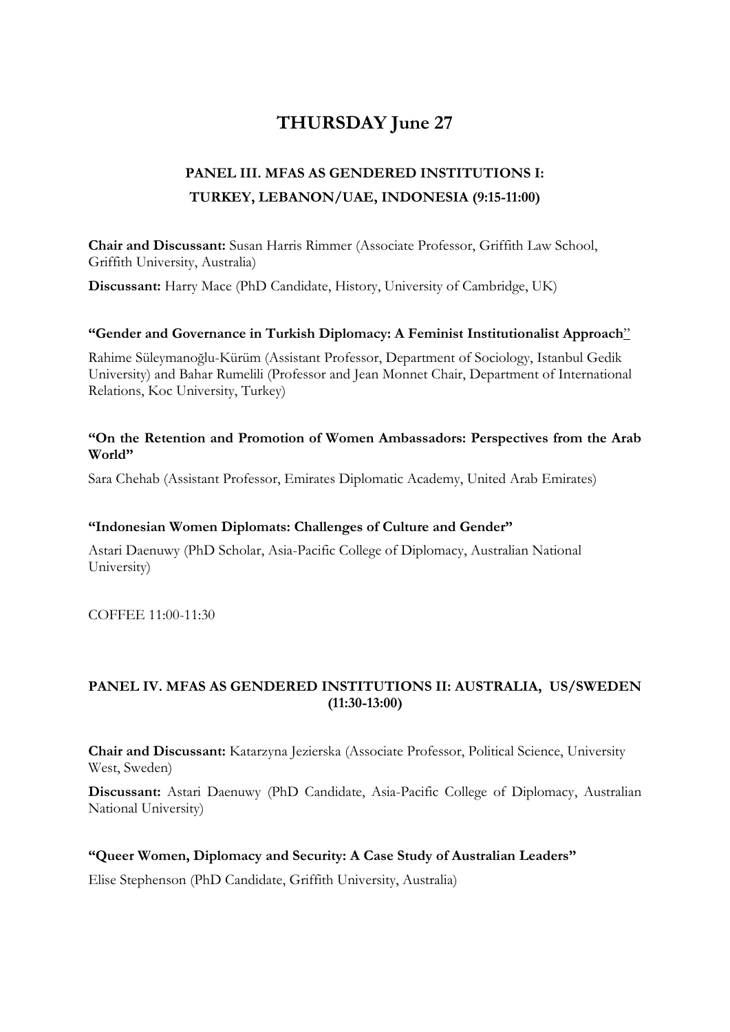# THURSDAY June 27

## PANEL III. MFAS AS GENDERED INSTITUTIONS I: TURKEY, LEBANON/UAE, INDONESIA (9:15-11:00)

**Chair and Discussant:** Susan Harris Rimmer (Associate Professor, Griffith Law School, Griffith University, Australia)

**Discussant:** Harry Mace (PhD Candidate, History, University of Cambridge, UK)

**"Gender and Governance in Turkish Diplomacy: A Feminist Institutionalist Approach"**

Rahime Süleymanoğlu-Kürüm (Assistant Professor, Department of Sociology, Istanbul Gedik University) and Bahar Rumelili (Professor and Jean Monnet Chair, Department of International Relations, Koc University, Turkey)

**"On the Retention and Promotion of Women Ambassadors: Perspectives from the Arab World"**

Sara Chehab (Assistant Professor, Emirates Diplomatic Academy, United Arab Emirates)

**"Indonesian Women Diplomats: Challenges of Culture and Gender"**

Astari Daenuwy (PhD Scholar, Asia-Pacific College of Diplomacy, Australian National University)

COFFEE 11:00-11:30

## PANEL IV. MFAS AS GENDERED INSTITUTIONS II: AUSTRALIA, US/SWEDEN (11:30-13:00)

**Chair and Discussant:** Katarzyna Jezierska (Associate Professor, Political Science, University West, Sweden)

**Discussant:** Astari Daenuwy (PhD Candidate, Asia-Pacific College of Diplomacy, Australian National University)

**"Queer Women, Diplomacy and Security: A Case Study of Australian Leaders"**

Elise Stephenson (PhD Candidate, Griffith University, Australia)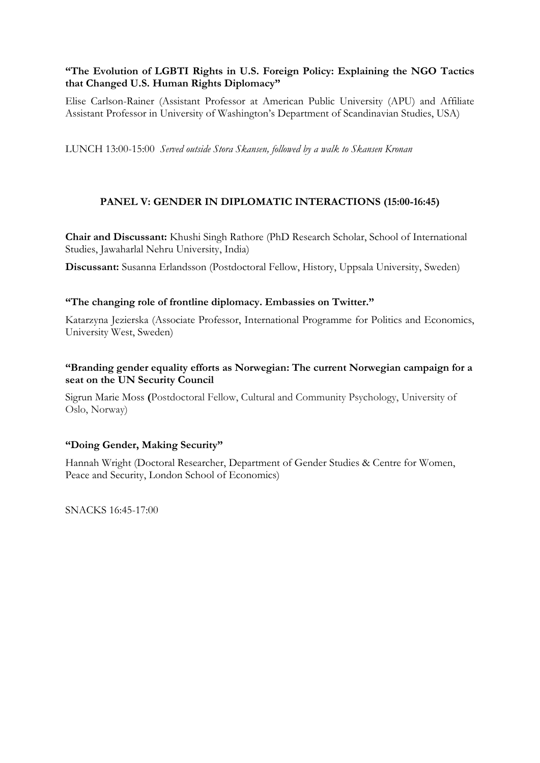**"The Evolution of LGBTI Rights in U.S. Foreign Policy: Explaining the NGO Tactics that Changed U.S. Human Rights Diplomacy"**

Elise Carlson-Rainer (Assistant Professor at American Public University (APU) and Affiliate Assistant Professor in University of Washington's Department of Scandinavian Studies, USA)

LUNCH 13:00-15:00 *Served outside Stora Skansen, followed by a walk to Skansen Kronan*

## PANEL V: GENDER IN DIPLOMATIC INTERACTIONS (15:00-16:45)

**Chair and Discussant:** Khushi Singh Rathore (PhD Research Scholar, School of International Studies, Jawaharlal Nehru University, India)

**Discussant:** Susanna Erlandsson (Postdoctoral Fellow, History, Uppsala University, Sweden)

**"The changing role of frontline diplomacy. Embassies on Twitter."**

Katarzyna Jezierska (Associate Professor, International Programme for Politics and Economics, University West, Sweden)

**"Branding gender equality efforts as Norwegian: The current Norwegian campaign for a seat on the UN Security Council**

Sigrun Marie Moss **(**Postdoctoral Fellow, Cultural and Community Psychology, University of Oslo, Norway)

**"Doing Gender, Making Security"**

Hannah Wright (Doctoral Researcher, Department of Gender Studies & Centre for Women, Peace and Security, London School of Economics)

SNACKS 16:45-17:00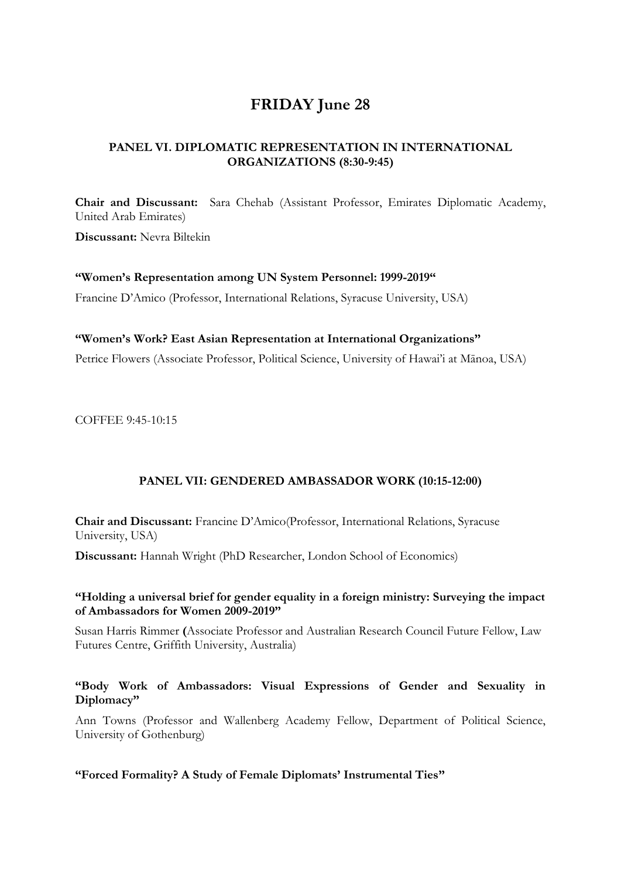# FRIDAY June 28

## PANEL VI. DIPLOMATIC REPRESENTATION IN INTERNATIONAL ORGANIZATIONS (8:30-9:45)

**Chair and Discussant:** Sara Chehab (Assistant Professor, Emirates Diplomatic Academy, United Arab Emirates)

**Discussant:** Nevra Biltekin

**"Women's Representation among UN System Personnel: 1999-2019"**

Francine D'Amico (Professor, International Relations, Syracuse University, USA)

**"Women's Work? East Asian Representation at International Organizations"**

Petrice Flowers (Associate Professor, Political Science, University of Hawai'i at Mānoa, USA)

COFFEE 9:45-10:15

## PANEL VII: GENDERED AMBASSADOR WORK (10:15-12:00)

**Chair and Discussant:** Francine D'Amico(Professor, International Relations, Syracuse University, USA)

**Discussant:** Hannah Wright (PhD Researcher, London School of Economics)

**"Holding a universal brief for gender equality in a foreign ministry: Surveying the impact of Ambassadors for Women 2009-2019"**

Susan Harris Rimmer **(**Associate Professor and Australian Research Council Future Fellow, Law Futures Centre, Griffith University, Australia)

**"Body Work of Ambassadors: Visual Expressions of Gender and Sexuality in Diplomacy"**

Ann Towns (Professor and Wallenberg Academy Fellow, Department of Political Science, University of Gothenburg)

**"Forced Formality? A Study of Female Diplomats' Instrumental Ties"**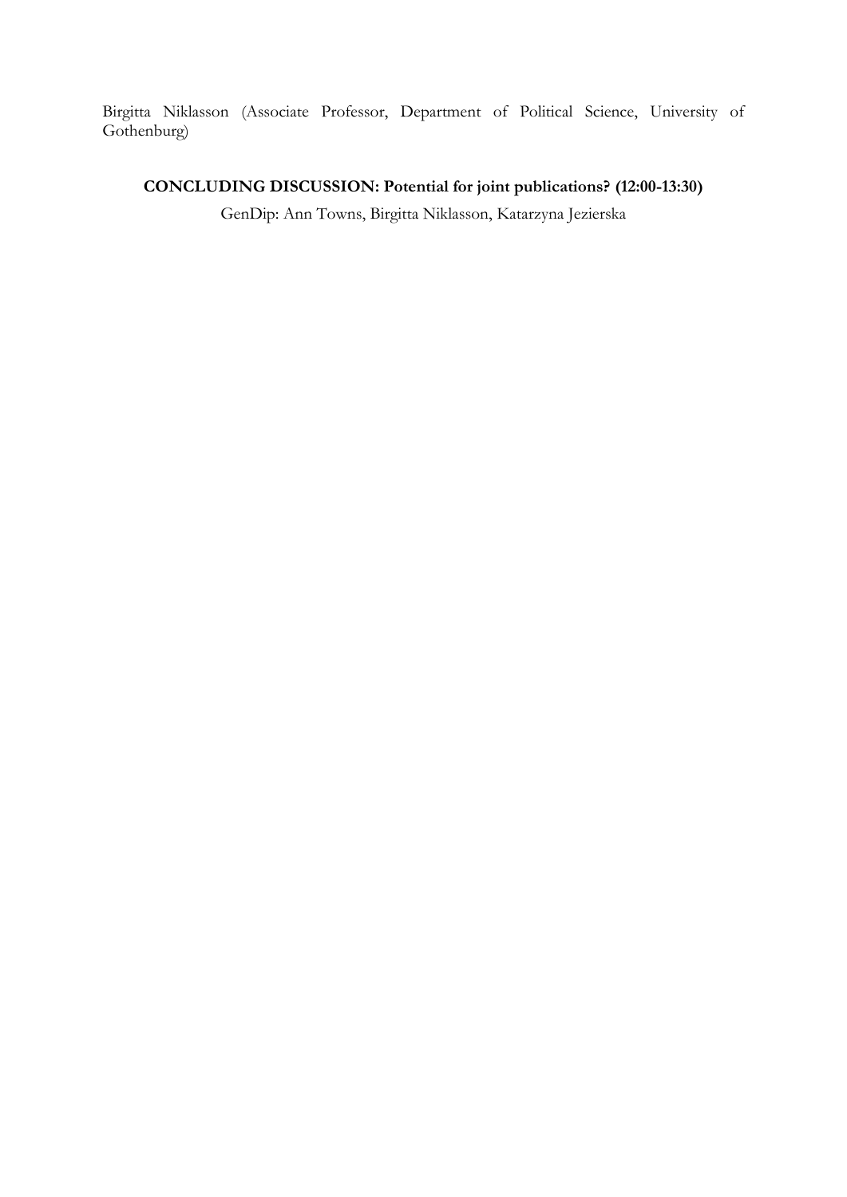Birgitta Niklasson (Associate Professor, Department of Political Science, University of Gothenburg)

**CONCLUDING DISCUSSION: Potential for joint publications? (12:00-13:30)**

GenDip: Ann Towns, Birgitta Niklasson, Katarzyna Jezierska